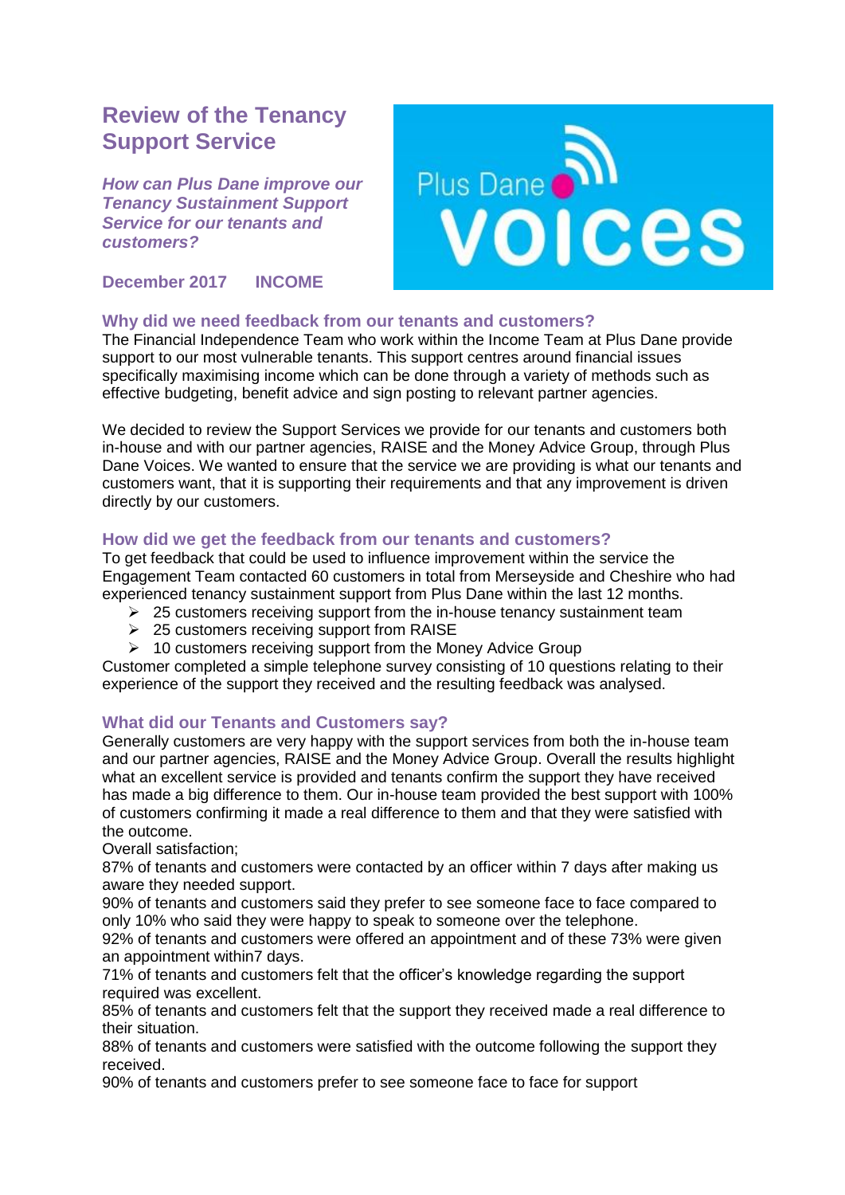# Review of the Tenancy Support Service

***How can Plus Dane improve our Tenancy Sustainment Support Service for our tenants and customers?***

**December 2017 INCOME**

Plus Dane voices

## Why did we need feedback from our tenants and customers?

The Financial Independence Team who work within the Income Team at Plus Dane provide support to our most vulnerable tenants. This support centres around financial issues specifically maximising income which can be done through a variety of methods such as effective budgeting, benefit advice and sign posting to relevant partner agencies.

We decided to review the Support Services we provide for our tenants and customers both in-house and with our partner agencies, RAISE and the Money Advice Group, through Plus Dane Voices. We wanted to ensure that the service we are providing is what our tenants and customers want, that it is supporting their requirements and that any improvement is driven directly by our customers.

## How did we get the feedback from our tenants and customers?

To get feedback that could be used to influence improvement within the service the Engagement Team contacted 60 customers in total from Merseyside and Cheshire who had experienced tenancy sustainment support from Plus Dane within the last 12 months.

- 25 customers receiving support from the in-house tenancy sustainment team
- 25 customers receiving support from RAISE
- 10 customers receiving support from the Money Advice Group

Customer completed a simple telephone survey consisting of 10 questions relating to their experience of the support they received and the resulting feedback was analysed.

## What did our Tenants and Customers say?

Generally customers are very happy with the support services from both the in-house team and our partner agencies, RAISE and the Money Advice Group. Overall the results highlight what an excellent service is provided and tenants confirm the support they have received has made a big difference to them. Our in-house team provided the best support with 100% of customers confirming it made a real difference to them and that they were satisfied with the outcome.

Overall satisfaction;

87% of tenants and customers were contacted by an officer within 7 days after making us aware they needed support.

90% of tenants and customers said they prefer to see someone face to face compared to only 10% who said they were happy to speak to someone over the telephone.

92% of tenants and customers were offered an appointment and of these 73% were given an appointment within7 days.

71% of tenants and customers felt that the officer's knowledge regarding the support required was excellent.

85% of tenants and customers felt that the support they received made a real difference to their situation.

88% of tenants and customers were satisfied with the outcome following the support they received.

90% of tenants and customers prefer to see someone face to face for support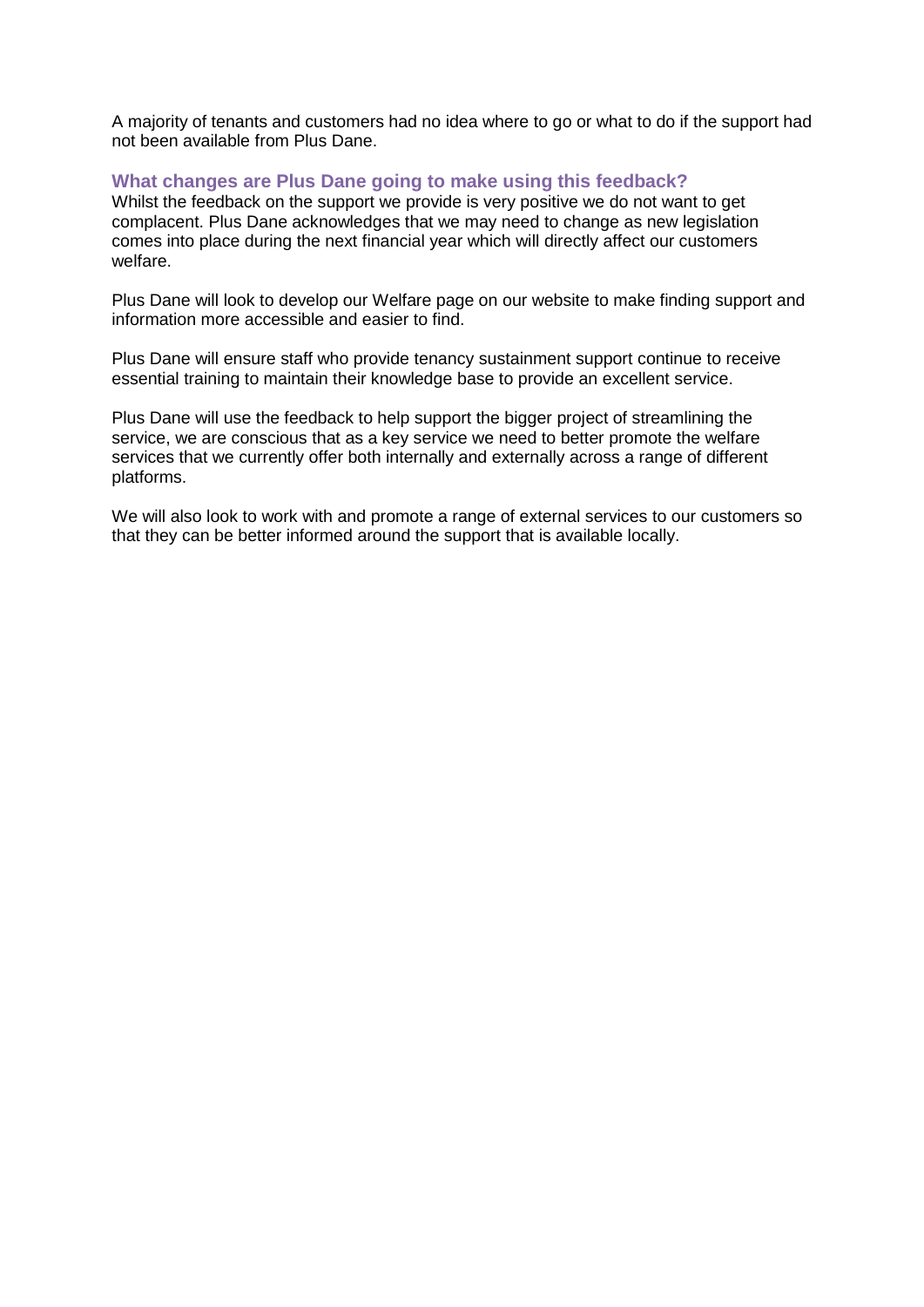A majority of tenants and customers had no idea where to go or what to do if the support had not been available from Plus Dane.

### What changes are Plus Dane going to make using this feedback?

Whilst the feedback on the support we provide is very positive we do not want to get complacent. Plus Dane acknowledges that we may need to change as new legislation comes into place during the next financial year which will directly affect our customers welfare.

Plus Dane will look to develop our Welfare page on our website to make finding support and information more accessible and easier to find.

Plus Dane will ensure staff who provide tenancy sustainment support continue to receive essential training to maintain their knowledge base to provide an excellent service.

Plus Dane will use the feedback to help support the bigger project of streamlining the service, we are conscious that as a key service we need to better promote the welfare services that we currently offer both internally and externally across a range of different platforms.

We will also look to work with and promote a range of external services to our customers so that they can be better informed around the support that is available locally.